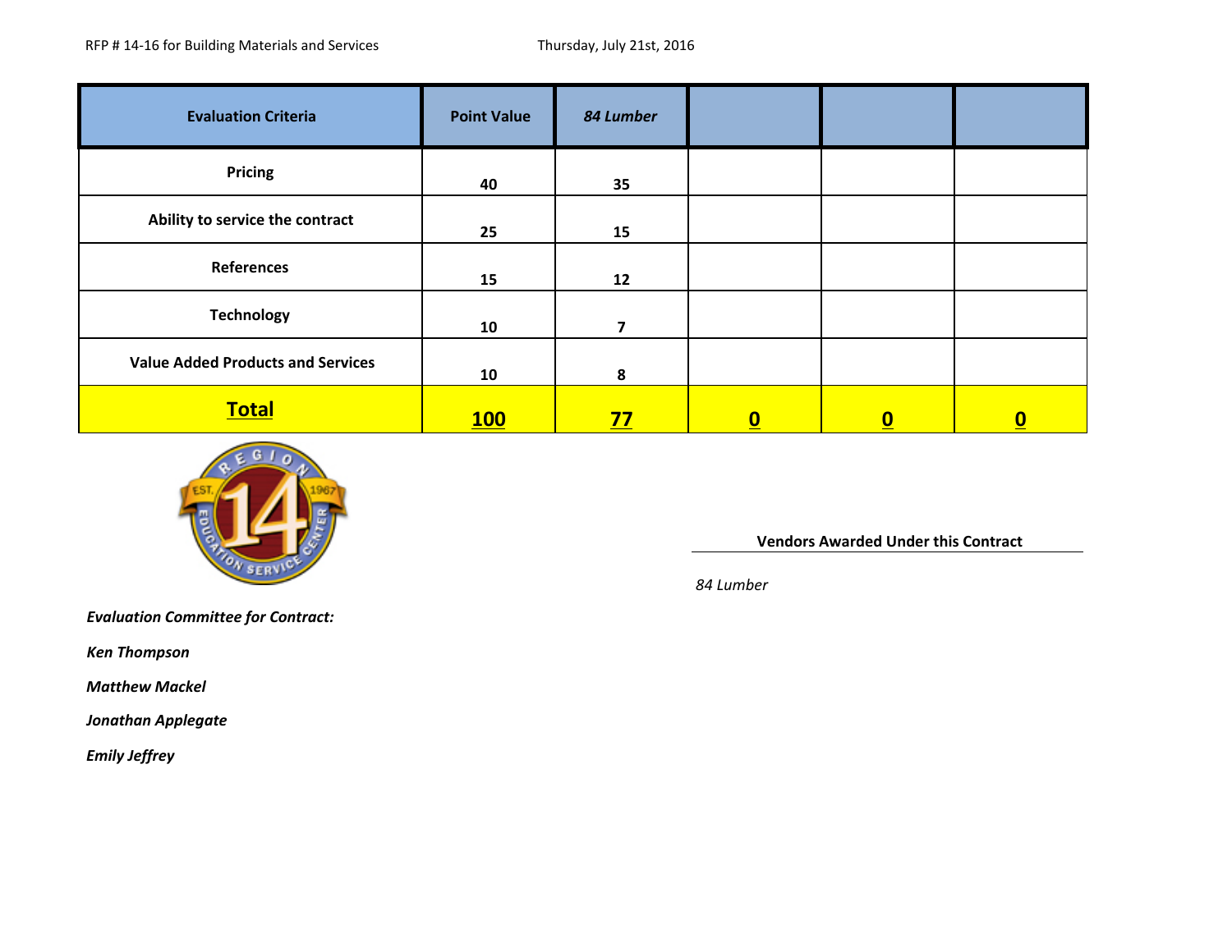RFP # 14-16 for Building Materials and Services Thursday, July 21st, 2016

| Evaluation Criteria | Point Value | *84 Lumber* | | | |
|---|---|---|---|---|---|
| Pricing | 40 | 35 | | | |
| Ability to service the contract | 25 | 15 | | | |
| References | 15 | 12 | | | |
| Technology | 10 | 7 | | | |
| Value Added Products and Services | 10 | 8 | | | |
| **Total** | **100** | **77** | **0** | **0** | **0** |

**Vendors Awarded Under this Contract**

*84 Lumber*

***Evaluation Committee for Contract:***

***Ken Thompson***

***Matthew Mackel***

***Jonathan Applegate***

***Emily Jeffrey***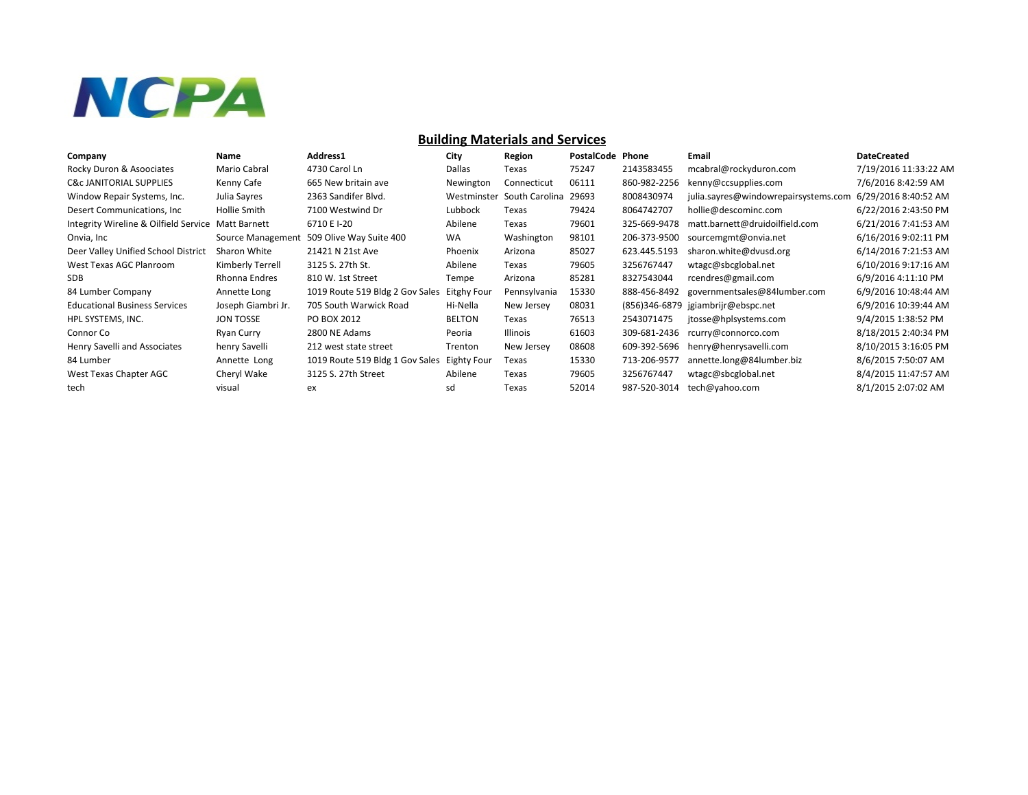NCPA

## Building Materials and Services

| Company | Name | Address1 | City | Region | PostalCode | Phone | Email | DateCreated |
|---|---|---|---|---|---|---|---|---|
| Rocky Duron & Asoociates | Mario Cabral | 4730 Carol Ln | Dallas | Texas | 75247 | 2143583455 | mcabral@rockyduron.com | 7/19/2016 11:33:22 AM |
| C&c JANITORIAL SUPPLIES | Kenny Cafe | 665 New britain ave | Newington | Connecticut | 06111 | 860-982-2256 | kenny@ccsupplies.com | 7/6/2016 8:42:59 AM |
| Window Repair Systems, Inc. | Julia Sayres | 2363 Sandifer Blvd. | Westminster | South Carolina | 29693 | 8008430974 | julia.sayres@windowrepairsystems.com | 6/29/2016 8:40:52 AM |
| Desert Communications, Inc | Hollie Smith | 7100 Westwind Dr | Lubbock | Texas | 79424 | 8064742707 | hollie@descominc.com | 6/22/2016 2:43:50 PM |
| Integrity Wireline & Oilfield Service | Matt Barnett | 6710 E I-20 | Abilene | Texas | 79601 | 325-669-9478 | matt.barnett@druidoilfield.com | 6/21/2016 7:41:53 AM |
| Onvia, Inc | Source Management | 509 Olive Way Suite 400 | WA | Washington | 98101 | 206-373-9500 | sourcemgmt@onvia.net | 6/16/2016 9:02:11 PM |
| Deer Valley Unified School District | Sharon White | 21421 N 21st Ave | Phoenix | Arizona | 85027 | 623.445.5193 | sharon.white@dvusd.org | 6/14/2016 7:21:53 AM |
| West Texas AGC Planroom | Kimberly Terrell | 3125 S. 27th St. | Abilene | Texas | 79605 | 3256767447 | wtagc@sbcglobal.net | 6/10/2016 9:17:16 AM |
| SDB | Rhonna Endres | 810 W. 1st Street | Tempe | Arizona | 85281 | 8327543044 | rcendres@gmail.com | 6/9/2016 4:11:10 PM |
| 84 Lumber Company | Annette Long | 1019 Route 519 Bldg 2 Gov Sales | Eitghy Four | Pennsylvania | 15330 | 888-456-8492 | governmentsales@84lumber.com | 6/9/2016 10:48:44 AM |
| Educational Business Services | Joseph Giambri Jr. | 705 South Warwick Road | Hi-Nella | New Jersey | 08031 | (856)346-6879 | jgiambrijr@ebspc.net | 6/9/2016 10:39:44 AM |
| HPL SYSTEMS, INC. | JON TOSSE | PO BOX 2012 | BELTON | Texas | 76513 | 2543071475 | jtosse@hplsystems.com | 9/4/2015 1:38:52 PM |
| Connor Co | Ryan Curry | 2800 NE Adams | Peoria | Illinois | 61603 | 309-681-2436 | rcurry@connorco.com | 8/18/2015 2:40:34 PM |
| Henry Savelli and Associates | henry Savelli | 212 west state street | Trenton | New Jersey | 08608 | 609-392-5696 | henry@henrysavelli.com | 8/10/2015 3:16:05 PM |
| 84 Lumber | Annette Long | 1019 Route 519 Bldg 1 Gov Sales | Eighty Four | Texas | 15330 | 713-206-9577 | annette.long@84lumber.biz | 8/6/2015 7:50:07 AM |
| West Texas Chapter AGC | Cheryl Wake | 3125 S. 27th Street | Abilene | Texas | 79605 | 3256767447 | wtagc@sbcglobal.net | 8/4/2015 11:47:57 AM |
| tech | visual | ex | sd | Texas | 52014 | 987-520-3014 | tech@yahoo.com | 8/1/2015 2:07:02 AM |